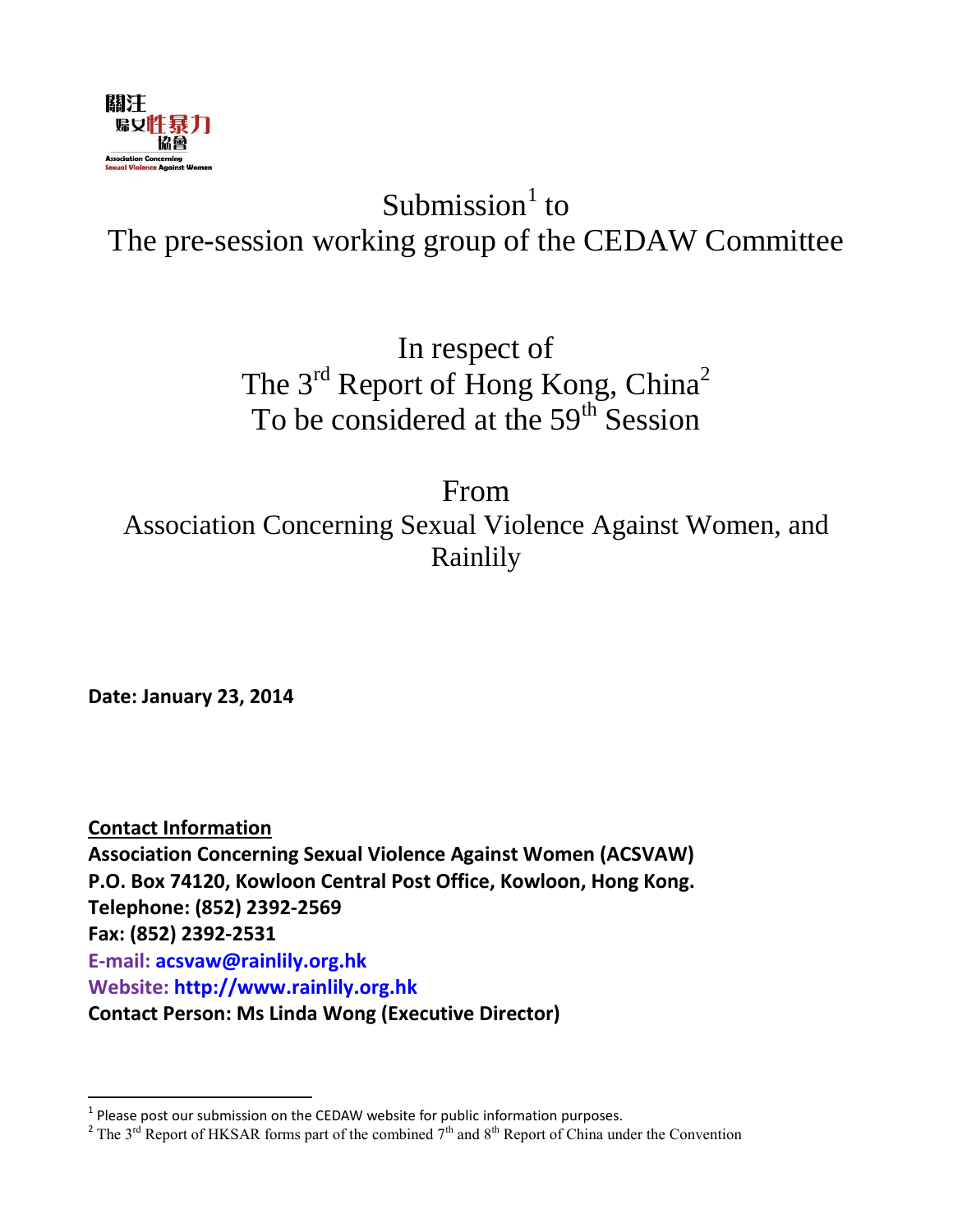關注
婦女性暴力
協會
Association Concerning Sexual Violence Against Women

# Submission[1] to The pre-session working group of the CEDAW Committee

## In respect of The 3rd Report of Hong Kong, China[2] To be considered at the 59th Session

## From Association Concerning Sexual Violence Against Women, and Rainlily

**Date: January 23, 2014**

**Contact Information**

**Association Concerning Sexual Violence Against Women (ACSVAW)**
**P.O. Box 74120, Kowloon Central Post Office, Kowloon, Hong Kong.**
**Telephone: (852) 2392-2569**
**Fax: (852) 2392-2531**
**E-mail: acsvaw@rainlily.org.hk**
**Website: http://www.rainlily.org.hk**
**Contact Person: Ms Linda Wong (Executive Director)**

---

[1] Please post our submission on the CEDAW website for public information purposes.

[2] The 3rd Report of HKSAR forms part of the combined 7th and 8th Report of China under the Convention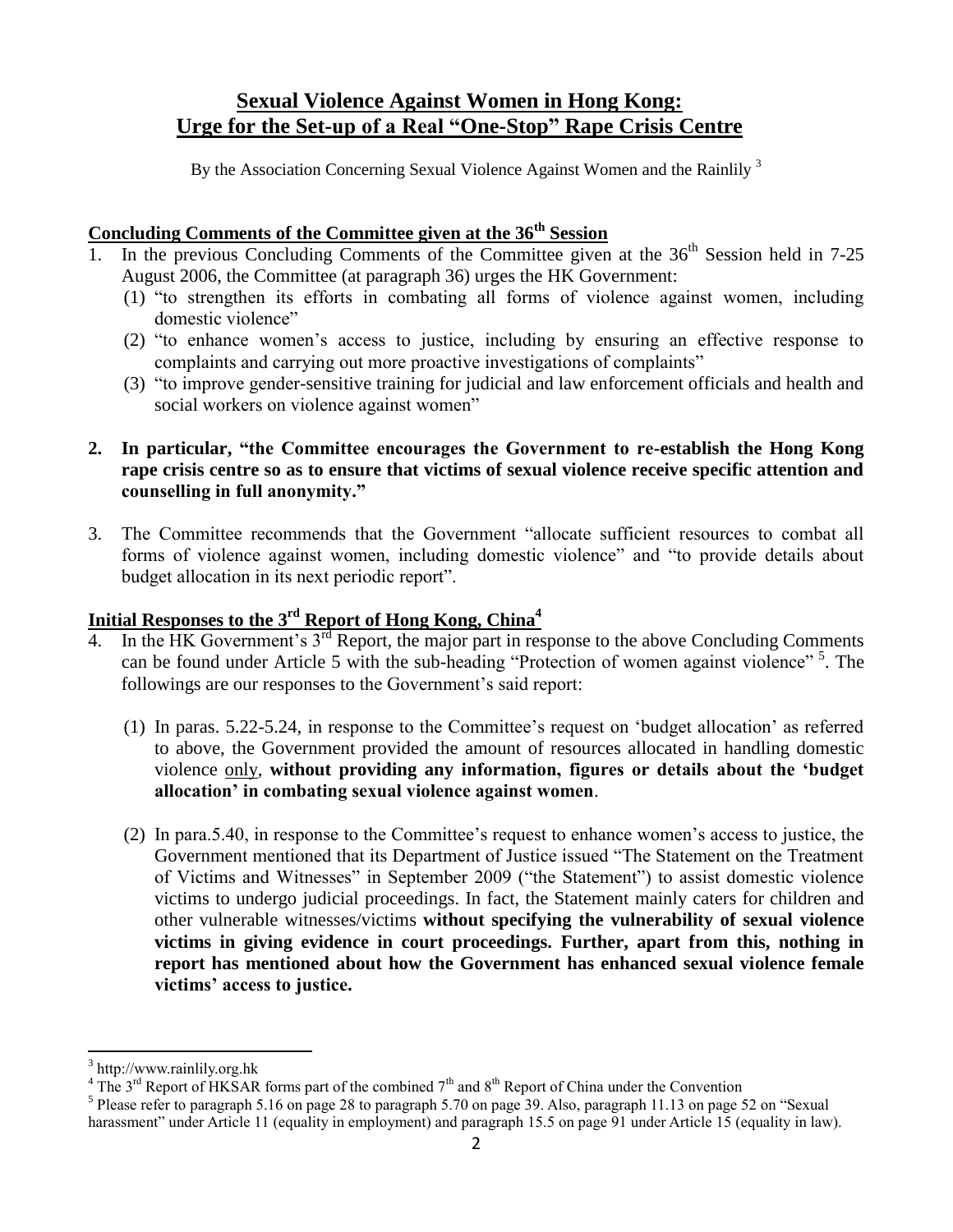# Sexual Violence Against Women in Hong Kong: Urge for the Set-up of a Real "One-Stop" Rape Crisis Centre

By the Association Concerning Sexual Violence Against Women and the Rainlily [3]

## Concluding Comments of the Committee given at the 36th Session

1. In the previous Concluding Comments of the Committee given at the 36th Session held in 7-25 August 2006, the Committee (at paragraph 36) urges the HK Government:
   (1) "to strengthen its efforts in combating all forms of violence against women, including domestic violence"
   (2) "to enhance women's access to justice, including by ensuring an effective response to complaints and carrying out more proactive investigations of complaints"
   (3) "to improve gender-sensitive training for judicial and law enforcement officials and health and social workers on violence against women"

2. **In particular, "the Committee encourages the Government to re-establish the Hong Kong rape crisis centre so as to ensure that victims of sexual violence receive specific attention and counselling in full anonymity."**

3. The Committee recommends that the Government "allocate sufficient resources to combat all forms of violence against women, including domestic violence" and "to provide details about budget allocation in its next periodic report".

## Initial Responses to the 3rd Report of Hong Kong, China[4]

4. In the HK Government's 3rd Report, the major part in response to the above Concluding Comments can be found under Article 5 with the sub-heading "Protection of women against violence" [5]. The followings are our responses to the Government's said report:

   (1) In paras. 5.22-5.24, in response to the Committee's request on 'budget allocation' as referred to above, the Government provided the amount of resources allocated in handling domestic violence only, **without providing any information, figures or details about the 'budget allocation' in combating sexual violence against women**.

   (2) In para.5.40, in response to the Committee's request to enhance women's access to justice, the Government mentioned that its Department of Justice issued "The Statement on the Treatment of Victims and Witnesses" in September 2009 ("the Statement") to assist domestic violence victims to undergo judicial proceedings. In fact, the Statement mainly caters for children and other vulnerable witnesses/victims **without specifying the vulnerability of sexual violence victims in giving evidence in court proceedings. Further, apart from this, nothing in report has mentioned about how the Government has enhanced sexual violence female victims' access to justice.**

---

[3] http://www.rainlily.org.hk

[4] The 3rd Report of HKSAR forms part of the combined 7th and 8th Report of China under the Convention

[5] Please refer to paragraph 5.16 on page 28 to paragraph 5.70 on page 39. Also, paragraph 11.13 on page 52 on "Sexual harassment" under Article 11 (equality in employment) and paragraph 15.5 on page 91 under Article 15 (equality in law).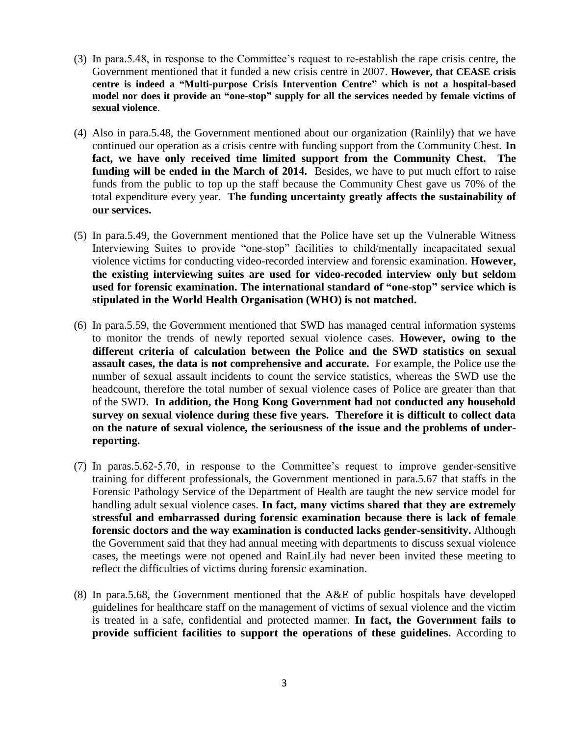(3) In para.5.48, in response to the Committee's request to re-establish the rape crisis centre, the Government mentioned that it funded a new crisis centre in 2007. **However, that CEASE crisis centre is indeed a "Multi-purpose Crisis Intervention Centre" which is not a hospital-based model nor does it provide an "one-stop" supply for all the services needed by female victims of sexual violence**.

(4) Also in para.5.48, the Government mentioned about our organization (Rainlily) that we have continued our operation as a crisis centre with funding support from the Community Chest. **In fact, we have only received time limited support from the Community Chest. The funding will be ended in the March of 2014.** Besides, we have to put much effort to raise funds from the public to top up the staff because the Community Chest gave us 70% of the total expenditure every year. **The funding uncertainty greatly affects the sustainability of our services.**

(5) In para.5.49, the Government mentioned that the Police have set up the Vulnerable Witness Interviewing Suites to provide "one-stop" facilities to child/mentally incapacitated sexual violence victims for conducting video-recorded interview and forensic examination. **However, the existing interviewing suites are used for video-recoded interview only but seldom used for forensic examination. The international standard of "one-stop" service which is stipulated in the World Health Organisation (WHO) is not matched.**

(6) In para.5.59, the Government mentioned that SWD has managed central information systems to monitor the trends of newly reported sexual violence cases. **However, owing to the different criteria of calculation between the Police and the SWD statistics on sexual assault cases, the data is not comprehensive and accurate.** For example, the Police use the number of sexual assault incidents to count the service statistics, whereas the SWD use the headcount, therefore the total number of sexual violence cases of Police are greater than that of the SWD. **In addition, the Hong Kong Government had not conducted any household survey on sexual violence during these five years. Therefore it is difficult to collect data on the nature of sexual violence, the seriousness of the issue and the problems of under-reporting.**

(7) In paras.5.62-5.70, in response to the Committee's request to improve gender-sensitive training for different professionals, the Government mentioned in para.5.67 that staffs in the Forensic Pathology Service of the Department of Health are taught the new service model for handling adult sexual violence cases. **In fact, many victims shared that they are extremely stressful and embarrassed during forensic examination because there is lack of female forensic doctors and the way examination is conducted lacks gender-sensitivity.** Although the Government said that they had annual meeting with departments to discuss sexual violence cases, the meetings were not opened and RainLily had never been invited these meeting to reflect the difficulties of victims during forensic examination.

(8) In para.5.68, the Government mentioned that the A&E of public hospitals have developed guidelines for healthcare staff on the management of victims of sexual violence and the victim is treated in a safe, confidential and protected manner. **In fact, the Government fails to provide sufficient facilities to support the operations of these guidelines.** According to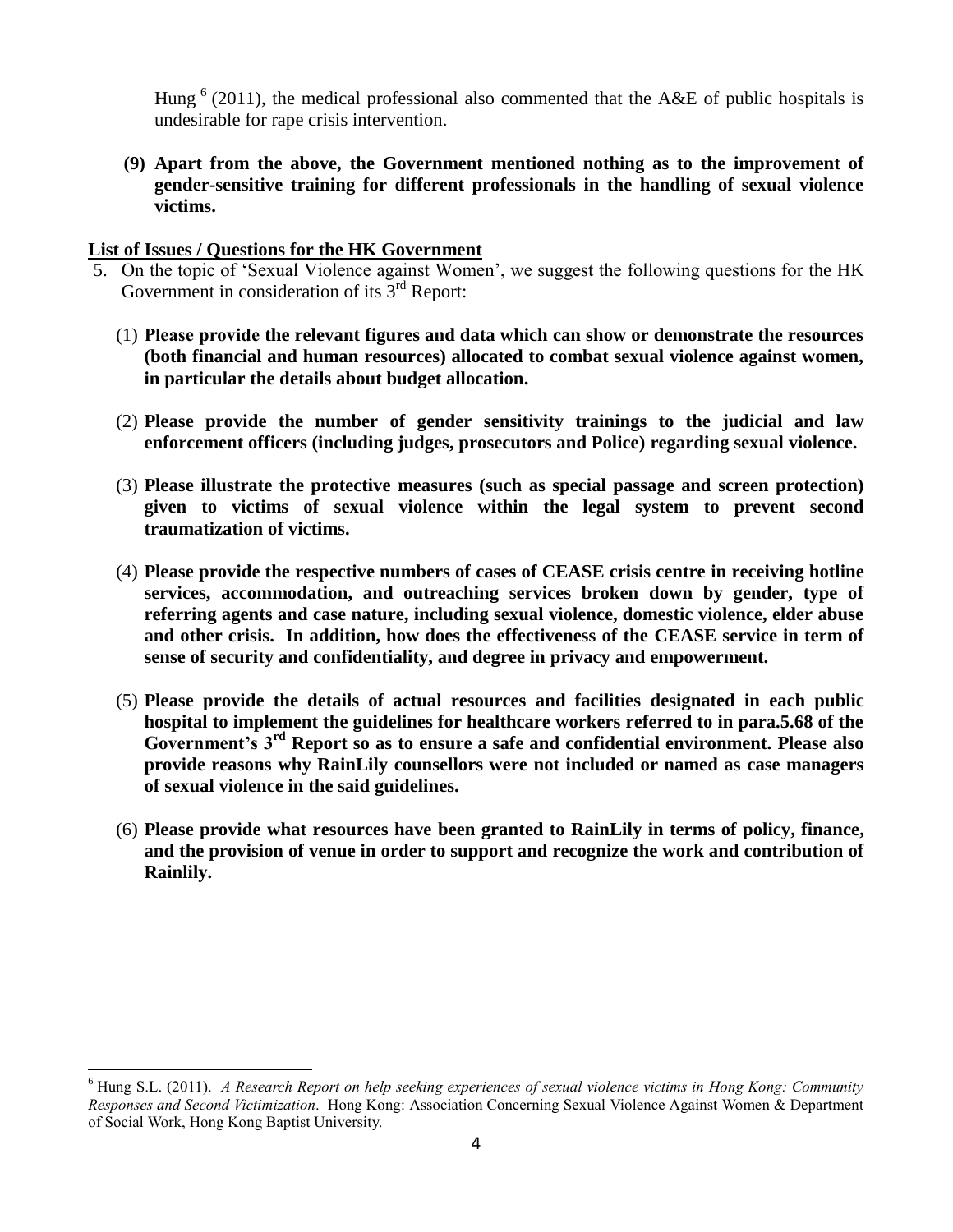Hung [6] (2011), the medical professional also commented that the A&E of public hospitals is undesirable for rape crisis intervention.

**(9) Apart from the above, the Government mentioned nothing as to the improvement of gender-sensitive training for different professionals in the handling of sexual violence victims.**

**List of Issues / Questions for the HK Government**

5. On the topic of 'Sexual Violence against Women', we suggest the following questions for the HK Government in consideration of its 3rd Report:

   (1) **Please provide the relevant figures and data which can show or demonstrate the resources (both financial and human resources) allocated to combat sexual violence against women, in particular the details about budget allocation.**

   (2) **Please provide the number of gender sensitivity trainings to the judicial and law enforcement officers (including judges, prosecutors and Police) regarding sexual violence.**

   (3) **Please illustrate the protective measures (such as special passage and screen protection) given to victims of sexual violence within the legal system to prevent second traumatization of victims.**

   (4) **Please provide the respective numbers of cases of CEASE crisis centre in receiving hotline services, accommodation, and outreaching services broken down by gender, type of referring agents and case nature, including sexual violence, domestic violence, elder abuse and other crisis. In addition, how does the effectiveness of the CEASE service in term of sense of security and confidentiality, and degree in privacy and empowerment.**

   (5) **Please provide the details of actual resources and facilities designated in each public hospital to implement the guidelines for healthcare workers referred to in para.5.68 of the Government's 3rd Report so as to ensure a safe and confidential environment. Please also provide reasons why RainLily counsellors were not included or named as case managers of sexual violence in the said guidelines.**

   (6) **Please provide what resources have been granted to RainLily in terms of policy, finance, and the provision of venue in order to support and recognize the work and contribution of Rainlily.**

---

[6] Hung S.L. (2011). *A Research Report on help seeking experiences of sexual violence victims in Hong Kong: Community Responses and Second Victimization*. Hong Kong: Association Concerning Sexual Violence Against Women & Department of Social Work, Hong Kong Baptist University.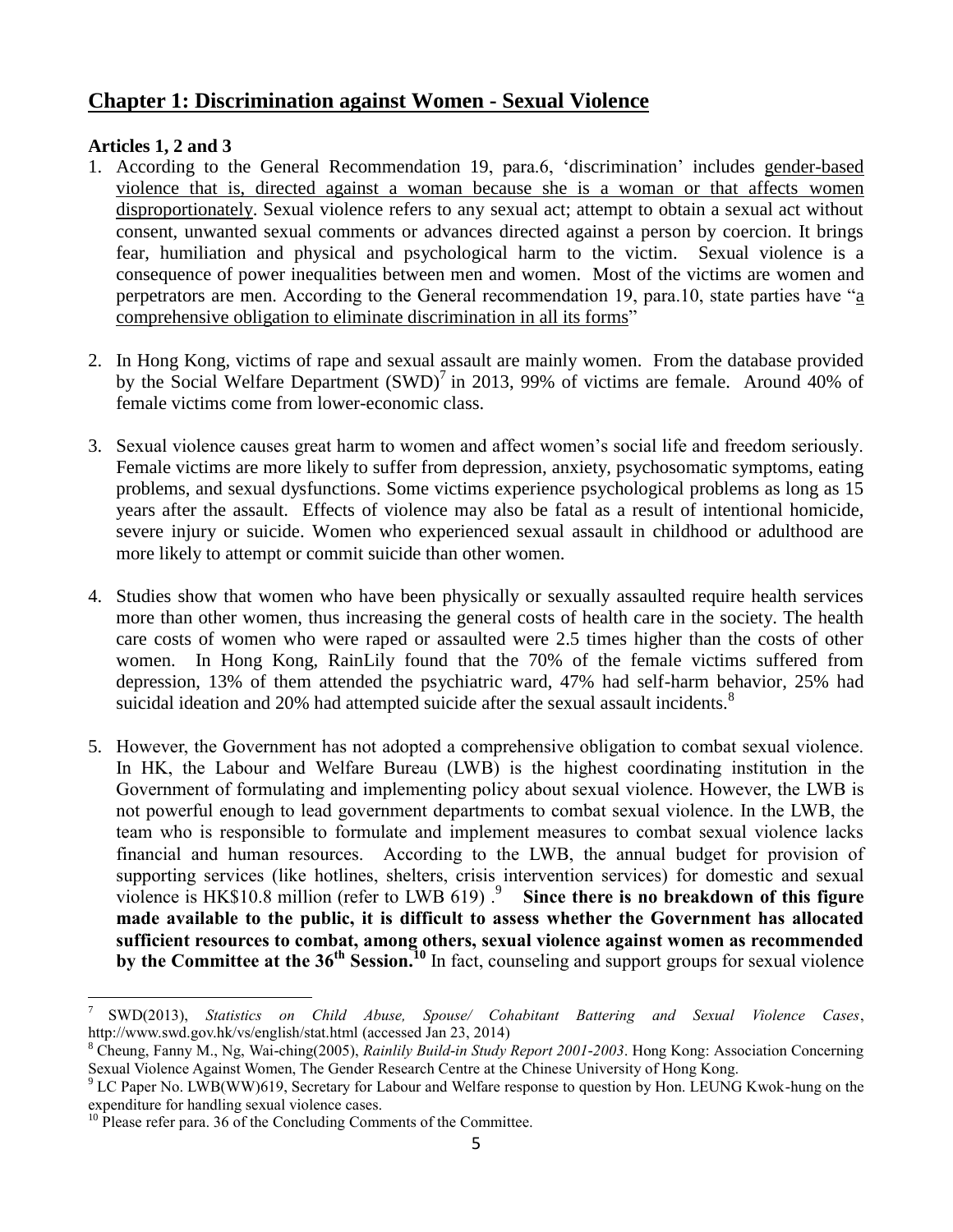## Chapter 1: Discrimination against Women - Sexual Violence

**Articles 1, 2 and 3**

1. According to the General Recommendation 19, para.6, 'discrimination' includes gender-based violence that is, directed against a woman because she is a woman or that affects women disproportionately. Sexual violence refers to any sexual act; attempt to obtain a sexual act without consent, unwanted sexual comments or advances directed against a person by coercion. It brings fear, humiliation and physical and psychological harm to the victim. Sexual violence is a consequence of power inequalities between men and women. Most of the victims are women and perpetrators are men. According to the General recommendation 19, para.10, state parties have "a comprehensive obligation to eliminate discrimination in all its forms"

2. In Hong Kong, victims of rape and sexual assault are mainly women. From the database provided by the Social Welfare Department (SWD)[7] in 2013, 99% of victims are female. Around 40% of female victims come from lower-economic class.

3. Sexual violence causes great harm to women and affect women's social life and freedom seriously. Female victims are more likely to suffer from depression, anxiety, psychosomatic symptoms, eating problems, and sexual dysfunctions. Some victims experience psychological problems as long as 15 years after the assault. Effects of violence may also be fatal as a result of intentional homicide, severe injury or suicide. Women who experienced sexual assault in childhood or adulthood are more likely to attempt or commit suicide than other women.

4. Studies show that women who have been physically or sexually assaulted require health services more than other women, thus increasing the general costs of health care in the society. The health care costs of women who were raped or assaulted were 2.5 times higher than the costs of other women. In Hong Kong, RainLily found that the 70% of the female victims suffered from depression, 13% of them attended the psychiatric ward, 47% had self-harm behavior, 25% had suicidal ideation and 20% had attempted suicide after the sexual assault incidents.[8]

5. However, the Government has not adopted a comprehensive obligation to combat sexual violence. In HK, the Labour and Welfare Bureau (LWB) is the highest coordinating institution in the Government of formulating and implementing policy about sexual violence. However, the LWB is not powerful enough to lead government departments to combat sexual violence. In the LWB, the team who is responsible to formulate and implement measures to combat sexual violence lacks financial and human resources. According to the LWB, the annual budget for provision of supporting services (like hotlines, shelters, crisis intervention services) for domestic and sexual violence is HK$10.8 million (refer to LWB 619) .[9] **Since there is no breakdown of this figure made available to the public, it is difficult to assess whether the Government has allocated sufficient resources to combat, among others, sexual violence against women as recommended by the Committee at the 36th Session.**[10] In fact, counseling and support groups for sexual violence

---

[7] SWD(2013), *Statistics on Child Abuse, Spouse/ Cohabitant Battering and Sexual Violence Cases*, http://www.swd.gov.hk/vs/english/stat.html (accessed Jan 23, 2014)

[8] Cheung, Fanny M., Ng, Wai-ching(2005), *Rainlily Build-in Study Report 2001-2003*. Hong Kong: Association Concerning Sexual Violence Against Women, The Gender Research Centre at the Chinese University of Hong Kong.

[9] LC Paper No. LWB(WW)619, Secretary for Labour and Welfare response to question by Hon. LEUNG Kwok-hung on the expenditure for handling sexual violence cases.

[10] Please refer para. 36 of the Concluding Comments of the Committee.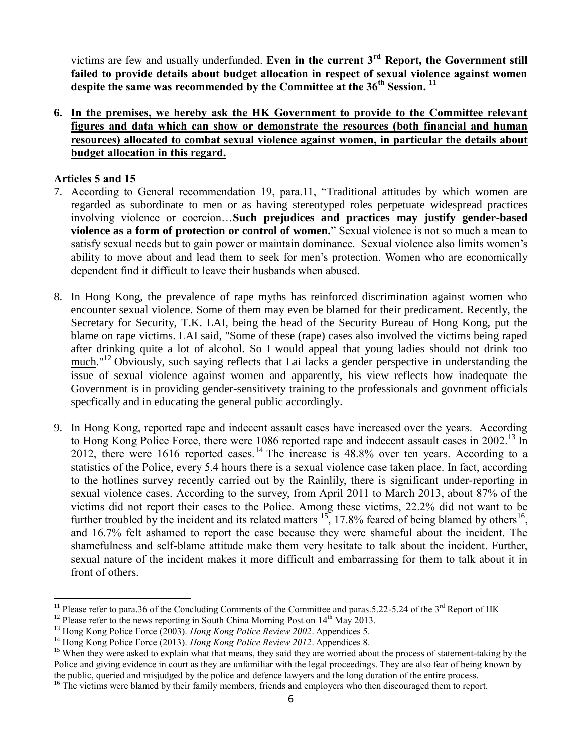victims are few and usually underfunded. **Even in the current 3rd Report, the Government still failed to provide details about budget allocation in respect of sexual violence against women despite the same was recommended by the Committee at the 36th Session.** [11]

6. **<u>In the premises, we hereby ask the HK Government to provide to the Committee relevant figures and data which can show or demonstrate the resources (both financial and human resources) allocated to combat sexual violence against women, in particular the details about budget allocation in this regard.</u>**

**Articles 5 and 15**

7. According to General recommendation 19, para.11, "Traditional attitudes by which women are regarded as subordinate to men or as having stereotyped roles perpetuate widespread practices involving violence or coercion…**Such prejudices and practices may justify gender-based violence as a form of protection or control of women.**" Sexual violence is not so much a mean to satisfy sexual needs but to gain power or maintain dominance. Sexual violence also limits women's ability to move about and lead them to seek for men's protection. Women who are economically dependent find it difficult to leave their husbands when abused.

8. In Hong Kong, the prevalence of rape myths has reinforced discrimination against women who encounter sexual violence. Some of them may even be blamed for their predicament. Recently, the Secretary for Security, T.K. LAI, being the head of the Security Bureau of Hong Kong, put the blame on rape victims. LAI said, "Some of these (rape) cases also involved the victims being raped after drinking quite a lot of alcohol. <u>So I would appeal that young ladies should not drink too much</u>."[12] Obviously, such saying reflects that Lai lacks a gender perspective in understanding the issue of sexual violence against women and apparently, his view reflects how inadequate the Government is in providing gender-sensitivety training to the professionals and govnment officials specfically and in educating the general public accordingly.

9. In Hong Kong, reported rape and indecent assault cases have increased over the years. According to Hong Kong Police Force, there were 1086 reported rape and indecent assault cases in 2002.[13] In 2012, there were 1616 reported cases.[14] The increase is 48.8% over ten years. According to a statistics of the Police, every 5.4 hours there is a sexual violence case taken place. In fact, according to the hotlines survey recently carried out by the Rainlily, there is significant under-reporting in sexual violence cases. According to the survey, from April 2011 to March 2013, about 87% of the victims did not report their cases to the Police. Among these victims, 22.2% did not want to be further troubled by the incident and its related matters [15], 17.8% feared of being blamed by others[16], and 16.7% felt ashamed to report the case because they were shameful about the incident. The shamefulness and self-blame attitude make them very hesitate to talk about the incident. Further, sexual nature of the incident makes it more difficult and embarrassing for them to talk about it in front of others.

---

[11] Please refer to para.36 of the Concluding Comments of the Committee and paras.5.22-5.24 of the 3rd Report of HK

[12] Please refer to the news reporting in South China Morning Post on 14th May 2013.

[13] Hong Kong Police Force (2003). *Hong Kong Police Review 2002*. Appendices 5.

[14] Hong Kong Police Force (2013). *Hong Kong Police Review 2012*. Appendices 8.

[15] When they were asked to explain what that means, they said they are worried about the process of statement-taking by the Police and giving evidence in court as they are unfamiliar with the legal proceedings. They are also fear of being known by the public, queried and misjudged by the police and defence lawyers and the long duration of the entire process.

[16] The victims were blamed by their family members, friends and employers who then discouraged them to report.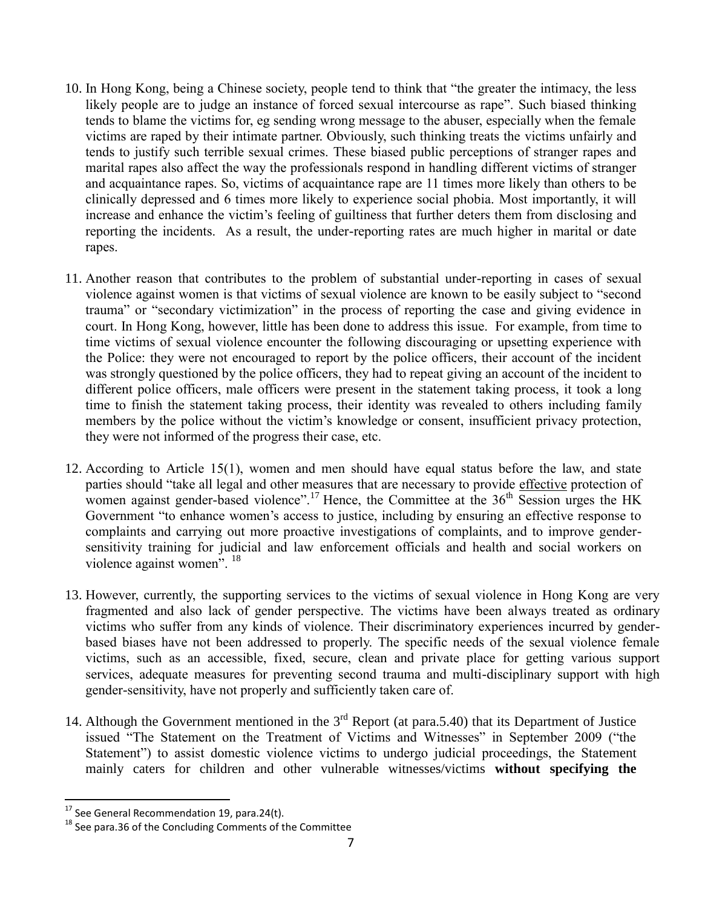10. In Hong Kong, being a Chinese society, people tend to think that "the greater the intimacy, the less likely people are to judge an instance of forced sexual intercourse as rape". Such biased thinking tends to blame the victims for, eg sending wrong message to the abuser, especially when the female victims are raped by their intimate partner. Obviously, such thinking treats the victims unfairly and tends to justify such terrible sexual crimes. These biased public perceptions of stranger rapes and marital rapes also affect the way the professionals respond in handling different victims of stranger and acquaintance rapes. So, victims of acquaintance rape are 11 times more likely than others to be clinically depressed and 6 times more likely to experience social phobia. Most importantly, it will increase and enhance the victim's feeling of guiltiness that further deters them from disclosing and reporting the incidents. As a result, the under-reporting rates are much higher in marital or date rapes.

11. Another reason that contributes to the problem of substantial under-reporting in cases of sexual violence against women is that victims of sexual violence are known to be easily subject to "second trauma" or "secondary victimization" in the process of reporting the case and giving evidence in court. In Hong Kong, however, little has been done to address this issue. For example, from time to time victims of sexual violence encounter the following discouraging or upsetting experience with the Police: they were not encouraged to report by the police officers, their account of the incident was strongly questioned by the police officers, they had to repeat giving an account of the incident to different police officers, male officers were present in the statement taking process, it took a long time to finish the statement taking process, their identity was revealed to others including family members by the police without the victim's knowledge or consent, insufficient privacy protection, they were not informed of the progress their case, etc.

12. According to Article 15(1), women and men should have equal status before the law, and state parties should "take all legal and other measures that are necessary to provide effective protection of women against gender-based violence".[17] Hence, the Committee at the 36th Session urges the HK Government "to enhance women's access to justice, including by ensuring an effective response to complaints and carrying out more proactive investigations of complaints, and to improve gender-sensitivity training for judicial and law enforcement officials and health and social workers on violence against women". [18]

13. However, currently, the supporting services to the victims of sexual violence in Hong Kong are very fragmented and also lack of gender perspective. The victims have been always treated as ordinary victims who suffer from any kinds of violence. Their discriminatory experiences incurred by gender-based biases have not been addressed to properly. The specific needs of the sexual violence female victims, such as an accessible, fixed, secure, clean and private place for getting various support services, adequate measures for preventing second trauma and multi-disciplinary support with high gender-sensitivity, have not properly and sufficiently taken care of.

14. Although the Government mentioned in the 3rd Report (at para.5.40) that its Department of Justice issued "The Statement on the Treatment of Victims and Witnesses" in September 2009 ("the Statement") to assist domestic violence victims to undergo judicial proceedings, the Statement mainly caters for children and other vulnerable witnesses/victims **without specifying the**

---

[17] See General Recommendation 19, para.24(t).

[18] See para.36 of the Concluding Comments of the Committee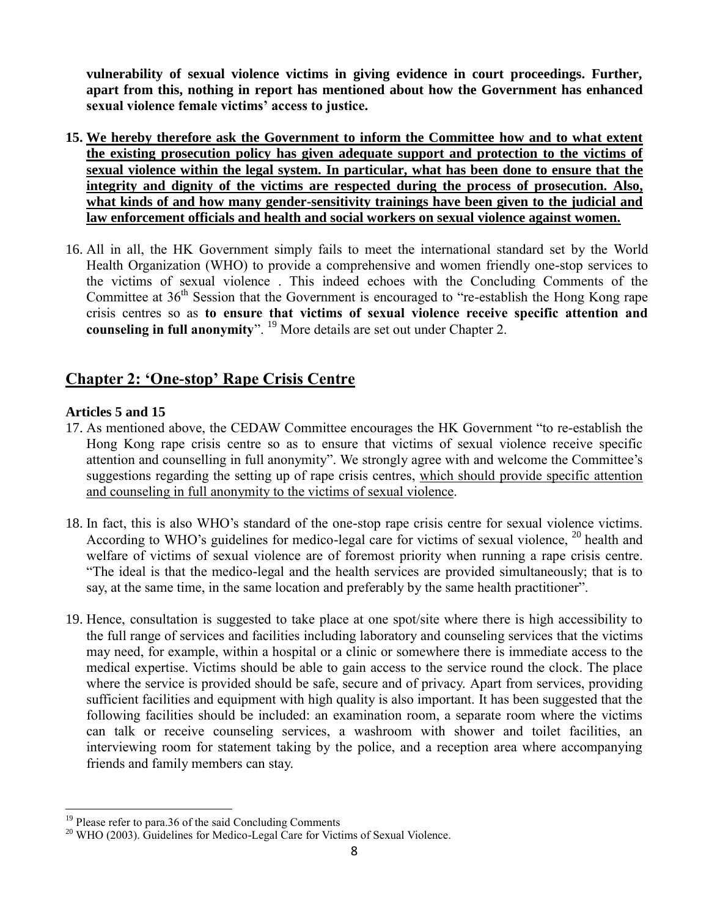**vulnerability of sexual violence victims in giving evidence in court proceedings. Further, apart from this, nothing in report has mentioned about how the Government has enhanced sexual violence female victims' access to justice.**

15. **<u>We hereby therefore ask the Government to inform the Committee how and to what extent the existing prosecution policy has given adequate support and protection to the victims of sexual violence within the legal system. In particular, what has been done to ensure that the integrity and dignity of the victims are respected during the process of prosecution. Also, what kinds of and how many gender-sensitivity trainings have been given to the judicial and law enforcement officials and health and social workers on sexual violence against women.</u>**

16. All in all, the HK Government simply fails to meet the international standard set by the World Health Organization (WHO) to provide a comprehensive and women friendly one-stop services to the victims of sexual violence . This indeed echoes with the Concluding Comments of the Committee at 36th Session that the Government is encouraged to "re-establish the Hong Kong rape crisis centres so as **to ensure that victims of sexual violence receive specific attention and counseling in full anonymity**".[19] More details are set out under Chapter 2.

## <u>Chapter 2: 'One-stop' Rape Crisis Centre</u>

**Articles 5 and 15**

17. As mentioned above, the CEDAW Committee encourages the HK Government "to re-establish the Hong Kong rape crisis centre so as to ensure that victims of sexual violence receive specific attention and counselling in full anonymity". We strongly agree with and welcome the Committee's suggestions regarding the setting up of rape crisis centres, <u>which should provide specific attention and counseling in full anonymity to the victims of sexual violence</u>.

18. In fact, this is also WHO's standard of the one-stop rape crisis centre for sexual violence victims. According to WHO's guidelines for medico-legal care for victims of sexual violence,[20] health and welfare of victims of sexual violence are of foremost priority when running a rape crisis centre. "The ideal is that the medico-legal and the health services are provided simultaneously; that is to say, at the same time, in the same location and preferably by the same health practitioner".

19. Hence, consultation is suggested to take place at one spot/site where there is high accessibility to the full range of services and facilities including laboratory and counseling services that the victims may need, for example, within a hospital or a clinic or somewhere there is immediate access to the medical expertise. Victims should be able to gain access to the service round the clock. The place where the service is provided should be safe, secure and of privacy. Apart from services, providing sufficient facilities and equipment with high quality is also important. It has been suggested that the following facilities should be included: an examination room, a separate room where the victims can talk or receive counseling services, a washroom with shower and toilet facilities, an interviewing room for statement taking by the police, and a reception area where accompanying friends and family members can stay.

---

[19] Please refer to para.36 of the said Concluding Comments

[20] WHO (2003). Guidelines for Medico-Legal Care for Victims of Sexual Violence.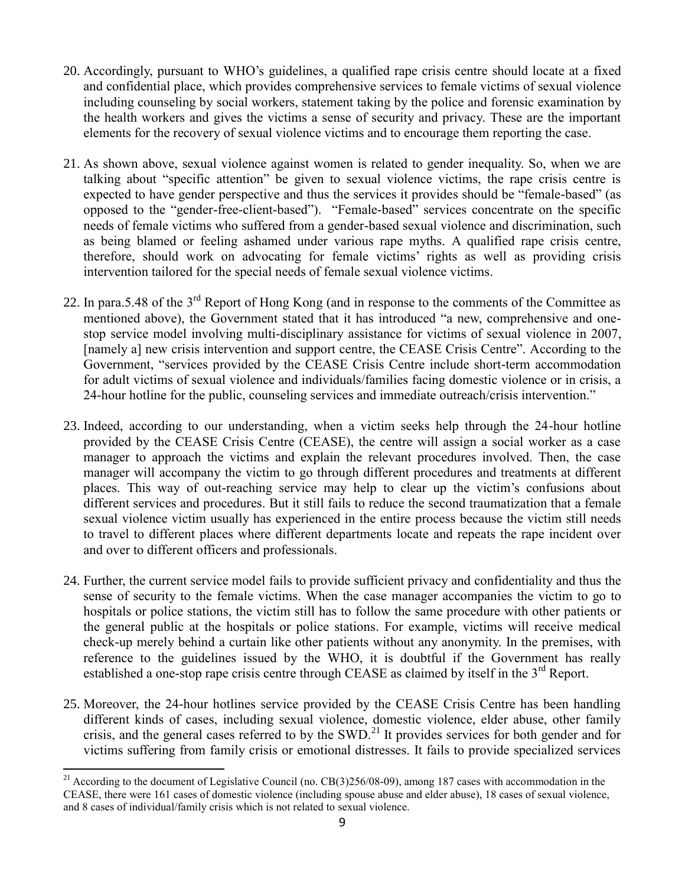20. Accordingly, pursuant to WHO's guidelines, a qualified rape crisis centre should locate at a fixed and confidential place, which provides comprehensive services to female victims of sexual violence including counseling by social workers, statement taking by the police and forensic examination by the health workers and gives the victims a sense of security and privacy. These are the important elements for the recovery of sexual violence victims and to encourage them reporting the case.

21. As shown above, sexual violence against women is related to gender inequality. So, when we are talking about "specific attention" be given to sexual violence victims, the rape crisis centre is expected to have gender perspective and thus the services it provides should be "female-based" (as opposed to the "gender-free-client-based"). "Female-based" services concentrate on the specific needs of female victims who suffered from a gender-based sexual violence and discrimination, such as being blamed or feeling ashamed under various rape myths. A qualified rape crisis centre, therefore, should work on advocating for female victims' rights as well as providing crisis intervention tailored for the special needs of female sexual violence victims.

22. In para.5.48 of the 3rd Report of Hong Kong (and in response to the comments of the Committee as mentioned above), the Government stated that it has introduced "a new, comprehensive and one-stop service model involving multi-disciplinary assistance for victims of sexual violence in 2007, [namely a] new crisis intervention and support centre, the CEASE Crisis Centre". According to the Government, "services provided by the CEASE Crisis Centre include short-term accommodation for adult victims of sexual violence and individuals/families facing domestic violence or in crisis, a 24-hour hotline for the public, counseling services and immediate outreach/crisis intervention."

23. Indeed, according to our understanding, when a victim seeks help through the 24-hour hotline provided by the CEASE Crisis Centre (CEASE), the centre will assign a social worker as a case manager to approach the victims and explain the relevant procedures involved. Then, the case manager will accompany the victim to go through different procedures and treatments at different places. This way of out-reaching service may help to clear up the victim's confusions about different services and procedures. But it still fails to reduce the second traumatization that a female sexual violence victim usually has experienced in the entire process because the victim still needs to travel to different places where different departments locate and repeats the rape incident over and over to different officers and professionals.

24. Further, the current service model fails to provide sufficient privacy and confidentiality and thus the sense of security to the female victims. When the case manager accompanies the victim to go to hospitals or police stations, the victim still has to follow the same procedure with other patients or the general public at the hospitals or police stations. For example, victims will receive medical check-up merely behind a curtain like other patients without any anonymity. In the premises, with reference to the guidelines issued by the WHO, it is doubtful if the Government has really established a one-stop rape crisis centre through CEASE as claimed by itself in the 3rd Report.

25. Moreover, the 24-hour hotlines service provided by the CEASE Crisis Centre has been handling different kinds of cases, including sexual violence, domestic violence, elder abuse, other family crisis, and the general cases referred to by the SWD.[21] It provides services for both gender and for victims suffering from family crisis or emotional distresses. It fails to provide specialized services

---

[21] According to the document of Legislative Council (no. CB(3)256/08-09), among 187 cases with accommodation in the CEASE, there were 161 cases of domestic violence (including spouse abuse and elder abuse), 18 cases of sexual violence, and 8 cases of individual/family crisis which is not related to sexual violence.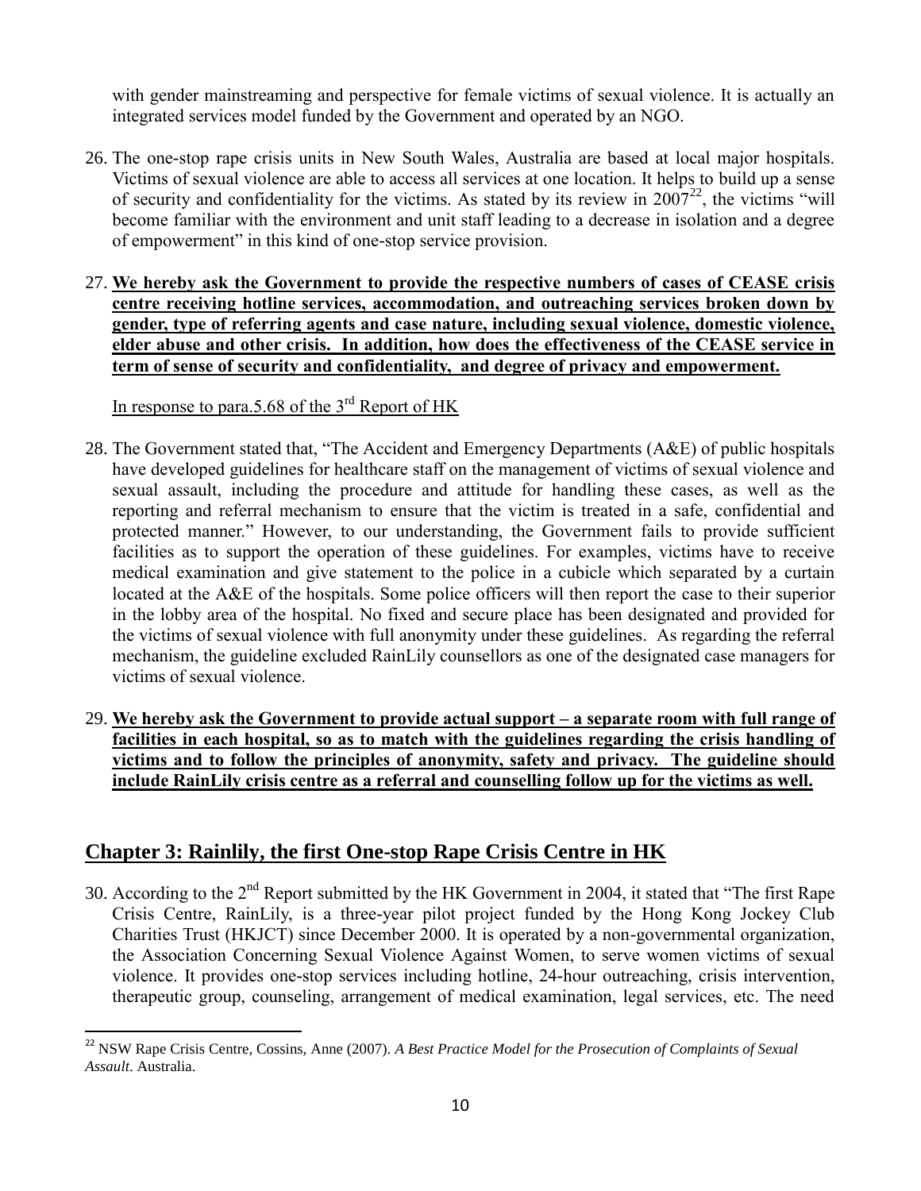with gender mainstreaming and perspective for female victims of sexual violence. It is actually an integrated services model funded by the Government and operated by an NGO.

26. The one-stop rape crisis units in New South Wales, Australia are based at local major hospitals. Victims of sexual violence are able to access all services at one location. It helps to build up a sense of security and confidentiality for the victims. As stated by its review in 2007[22], the victims "will become familiar with the environment and unit staff leading to a decrease in isolation and a degree of empowerment" in this kind of one-stop service provision.

27. **<u>We hereby ask the Government to provide the respective numbers of cases of CEASE crisis centre receiving hotline services, accommodation, and outreaching services broken down by gender, type of referring agents and case nature, including sexual violence, domestic violence, elder abuse and other crisis. In addition, how does the effectiveness of the CEASE service in term of sense of security and confidentiality, and degree of privacy and empowerment.</u>**

<u>In response to para.5.68 of the 3rd Report of HK</u>

28. The Government stated that, "The Accident and Emergency Departments (A&E) of public hospitals have developed guidelines for healthcare staff on the management of victims of sexual violence and sexual assault, including the procedure and attitude for handling these cases, as well as the reporting and referral mechanism to ensure that the victim is treated in a safe, confidential and protected manner." However, to our understanding, the Government fails to provide sufficient facilities as to support the operation of these guidelines. For examples, victims have to receive medical examination and give statement to the police in a cubicle which separated by a curtain located at the A&E of the hospitals. Some police officers will then report the case to their superior in the lobby area of the hospital. No fixed and secure place has been designated and provided for the victims of sexual violence with full anonymity under these guidelines. As regarding the referral mechanism, the guideline excluded RainLily counsellors as one of the designated case managers for victims of sexual violence.

29. **<u>We hereby ask the Government to provide actual support – a separate room with full range of facilities in each hospital, so as to match with the guidelines regarding the crisis handling of victims and to follow the principles of anonymity, safety and privacy. The guideline should include RainLily crisis centre as a referral and counselling follow up for the victims as well.</u>**

## <u>Chapter 3: Rainlily, the first One-stop Rape Crisis Centre in HK</u>

30. According to the 2nd Report submitted by the HK Government in 2004, it stated that "The first Rape Crisis Centre, RainLily, is a three-year pilot project funded by the Hong Kong Jockey Club Charities Trust (HKJCT) since December 2000. It is operated by a non-governmental organization, the Association Concerning Sexual Violence Against Women, to serve women victims of sexual violence. It provides one-stop services including hotline, 24-hour outreaching, crisis intervention, therapeutic group, counseling, arrangement of medical examination, legal services, etc. The need

[22] NSW Rape Crisis Centre, Cossins, Anne (2007). *A Best Practice Model for the Prosecution of Complaints of Sexual Assault*. Australia.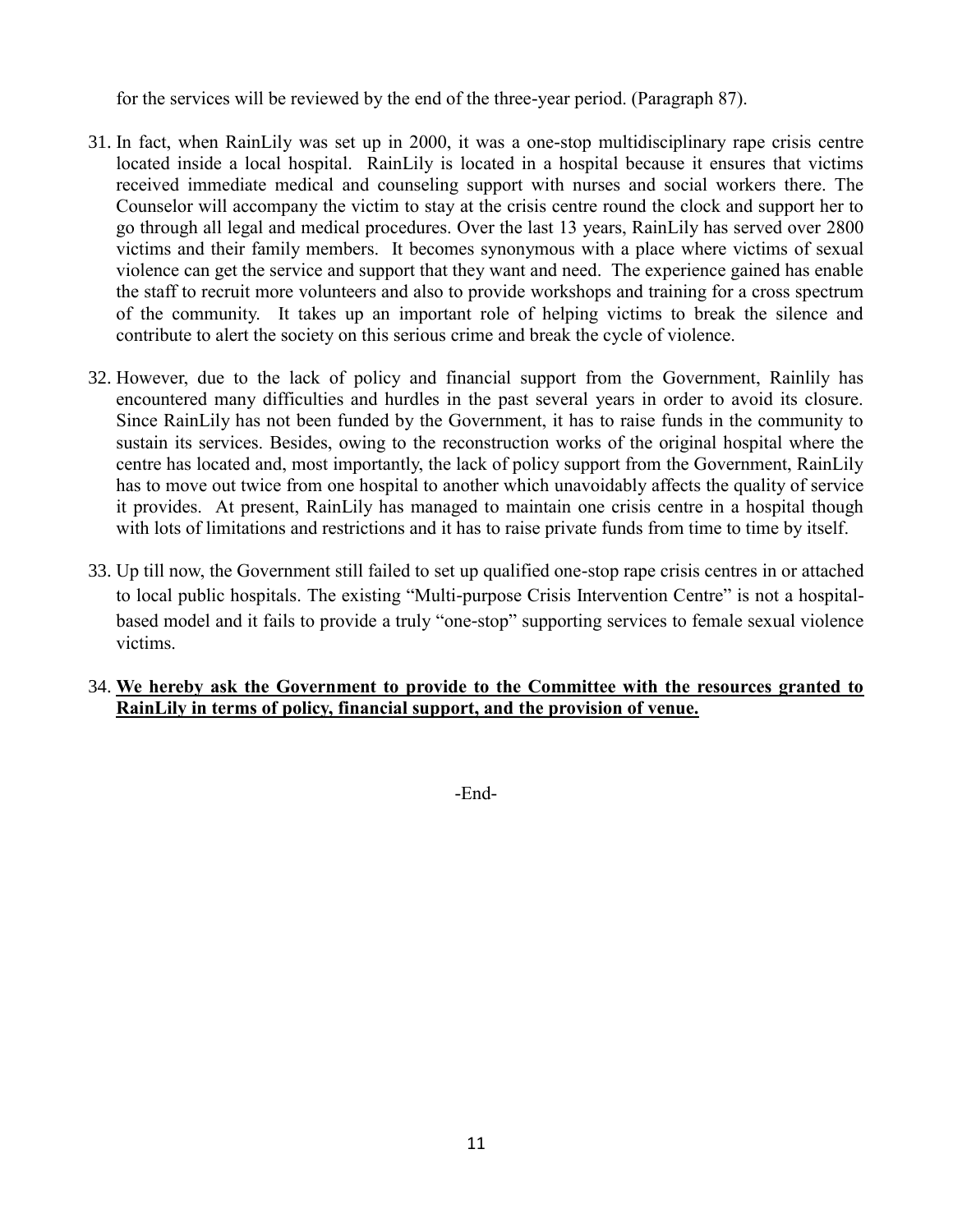for the services will be reviewed by the end of the three-year period. (Paragraph 87).

31. In fact, when RainLily was set up in 2000, it was a one-stop multidisciplinary rape crisis centre located inside a local hospital. RainLily is located in a hospital because it ensures that victims received immediate medical and counseling support with nurses and social workers there. The Counselor will accompany the victim to stay at the crisis centre round the clock and support her to go through all legal and medical procedures. Over the last 13 years, RainLily has served over 2800 victims and their family members. It becomes synonymous with a place where victims of sexual violence can get the service and support that they want and need. The experience gained has enable the staff to recruit more volunteers and also to provide workshops and training for a cross spectrum of the community. It takes up an important role of helping victims to break the silence and contribute to alert the society on this serious crime and break the cycle of violence.

32. However, due to the lack of policy and financial support from the Government, Rainlily has encountered many difficulties and hurdles in the past several years in order to avoid its closure. Since RainLily has not been funded by the Government, it has to raise funds in the community to sustain its services. Besides, owing to the reconstruction works of the original hospital where the centre has located and, most importantly, the lack of policy support from the Government, RainLily has to move out twice from one hospital to another which unavoidably affects the quality of service it provides. At present, RainLily has managed to maintain one crisis centre in a hospital though with lots of limitations and restrictions and it has to raise private funds from time to time by itself.

33. Up till now, the Government still failed to set up qualified one-stop rape crisis centres in or attached to local public hospitals. The existing "Multi-purpose Crisis Intervention Centre" is not a hospital-based model and it fails to provide a truly "one-stop" supporting services to female sexual violence victims.

34. **<u>We hereby ask the Government to provide to the Committee with the resources granted to RainLily in terms of policy, financial support, and the provision of venue.</u>**

-End-